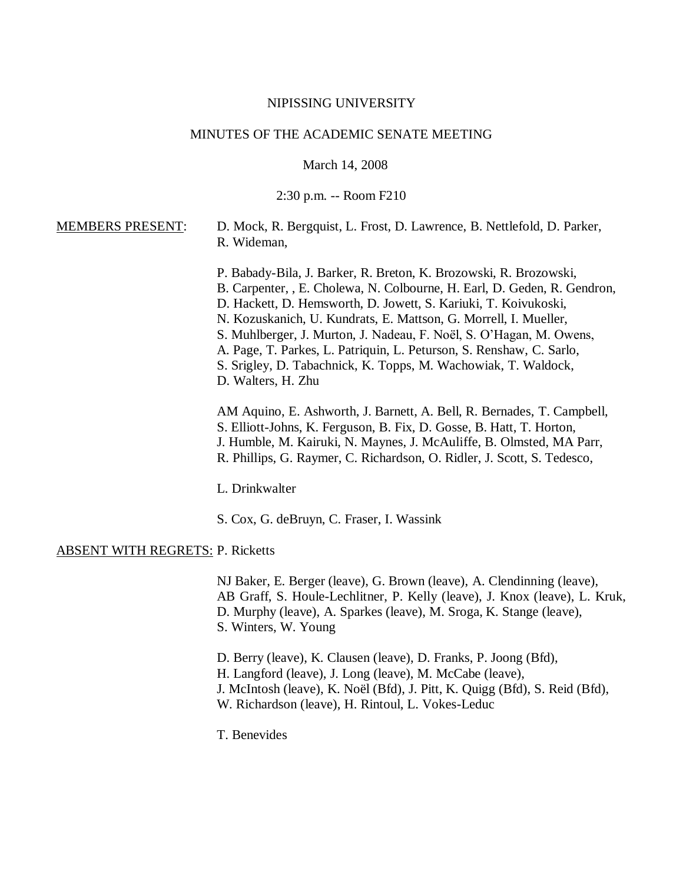NIPISSING UNIVERSITY

MINUTES OF THE ACADEMIC SENATE MEETING

March 14, 2008

2:30 p.m. -- Room F210

MEMBERS PRESENT:

D. Mock, R. Bergquist, L. Frost, D. Lawrence, B. Nettlefold, D. Parker, R. Wideman,

P. Babady-Bila, J. Barker, R. Breton, K. Brozowski, R. Brozowski, B. Carpenter, , E. Cholewa, N. Colbourne, H. Earl, D. Geden, R. Gendron, D. Hackett, D. Hemsworth, D. Jowett, S. Kariuki, T. Koivukoski, N. Kozuskanich, U. Kundrats, E. Mattson, G. Morrell, I. Mueller, S. Muhlberger, J. Murton, J. Nadeau, F. Noël, S. O'Hagan, M. Owens, A. Page, T. Parkes, L. Patriquin, L. Peturson, S. Renshaw, C. Sarlo, S. Srigley, D. Tabachnick, K. Topps, M. Wachowiak, T. Waldock, D. Walters, H. Zhu

AM Aquino, E. Ashworth, J. Barnett, A. Bell, R. Bernades, T. Campbell, S. Elliott-Johns, K. Ferguson, B. Fix, D. Gosse, B. Hatt, T. Horton, J. Humble, M. Kairuki, N. Maynes, J. McAuliffe, B. Olmsted, MA Parr, R. Phillips, G. Raymer, C. Richardson, O. Ridler, J. Scott, S. Tedesco,

L. Drinkwalter

S. Cox, G. deBruyn, C. Fraser, I. Wassink

ABSENT WITH REGRETS: P. Ricketts

NJ Baker, E. Berger (leave), G. Brown (leave), A. Clendinning (leave), AB Graff, S. Houle-Lechlitner, P. Kelly (leave), J. Knox (leave), L. Kruk, D. Murphy (leave), A. Sparkes (leave), M. Sroga, K. Stange (leave), S. Winters, W. Young

D. Berry (leave), K. Clausen (leave), D. Franks, P. Joong (Bfd), H. Langford (leave), J. Long (leave), M. McCabe (leave), J. McIntosh (leave), K. Noël (Bfd), J. Pitt, K. Quigg (Bfd), S. Reid (Bfd), W. Richardson (leave), H. Rintoul, L. Vokes-Leduc

T. Benevides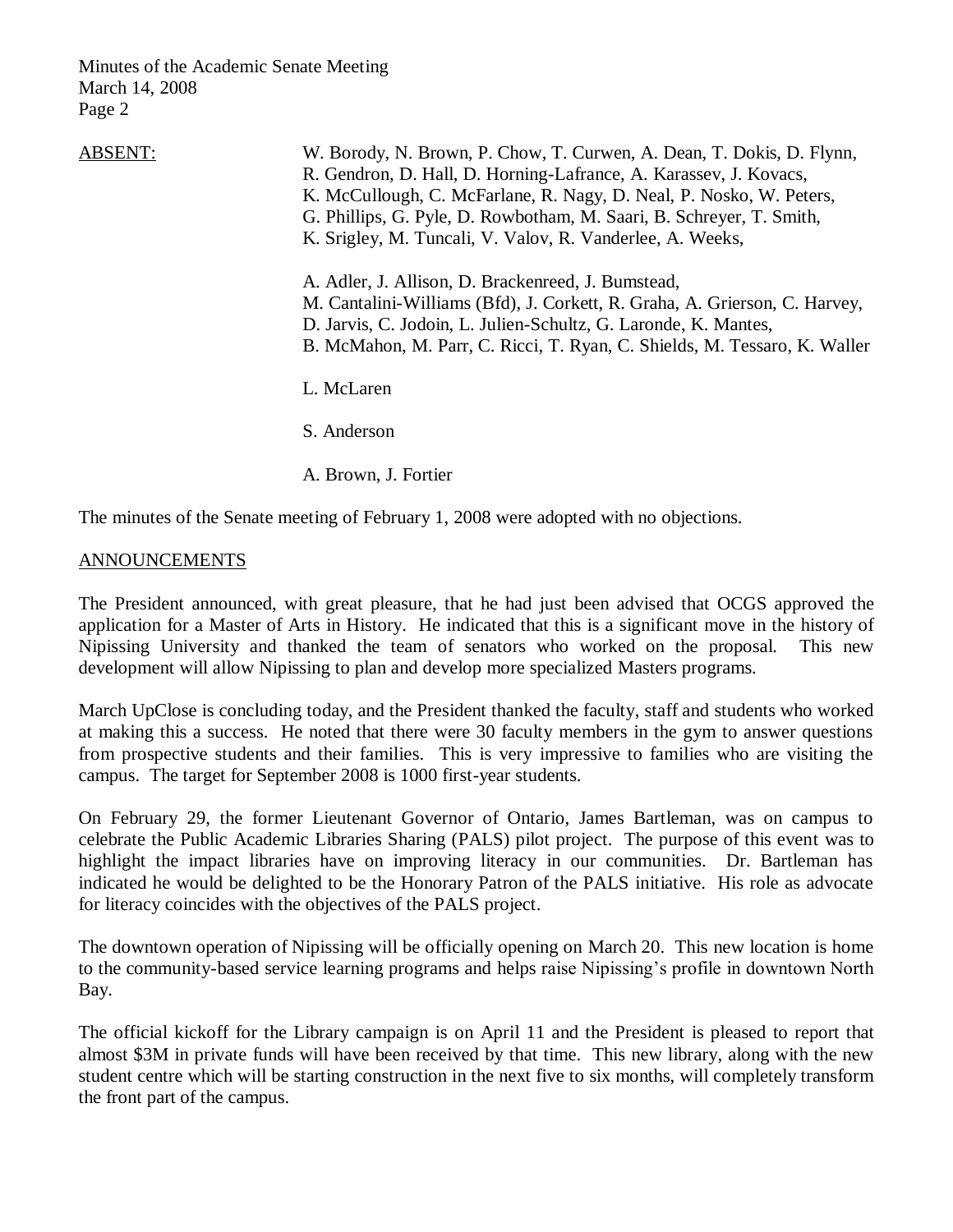ABSENT:

W. Borody, N. Brown, P. Chow, T. Curwen, A. Dean, T. Dokis, D. Flynn, R. Gendron, D. Hall, D. Horning-Lafrance, A. Karassev, J. Kovacs, K. McCullough, C. McFarlane, R. Nagy, D. Neal, P. Nosko, W. Peters, G. Phillips, G. Pyle, D. Rowbotham, M. Saari, B. Schreyer, T. Smith, K. Srigley, M. Tuncali, V. Valov, R. Vanderlee, A. Weeks,

A. Adler, J. Allison, D. Brackenreed, J. Bumstead, M. Cantalini-Williams (Bfd), J. Corkett, R. Graha, A. Grierson, C. Harvey, D. Jarvis, C. Jodoin, L. Julien-Schultz, G. Laronde, K. Mantes, B. McMahon, M. Parr, C. Ricci, T. Ryan, C. Shields, M. Tessaro, K. Waller

L. McLaren

S. Anderson

A. Brown, J. Fortier

The minutes of the Senate meeting of February 1, 2008 were adopted with no objections.

## ANNOUNCEMENTS

The President announced, with great pleasure, that he had just been advised that OCGS approved the application for a Master of Arts in History. He indicated that this is a significant move in the history of Nipissing University and thanked the team of senators who worked on the proposal. This new development will allow Nipissing to plan and develop more specialized Masters programs.

March UpClose is concluding today, and the President thanked the faculty, staff and students who worked at making this a success. He noted that there were 30 faculty members in the gym to answer questions from prospective students and their families. This is very impressive to families who are visiting the campus. The target for September 2008 is 1000 first-year students.

On February 29, the former Lieutenant Governor of Ontario, James Bartleman, was on campus to celebrate the Public Academic Libraries Sharing (PALS) pilot project. The purpose of this event was to highlight the impact libraries have on improving literacy in our communities. Dr. Bartleman has indicated he would be delighted to be the Honorary Patron of the PALS initiative. His role as advocate for literacy coincides with the objectives of the PALS project.

The downtown operation of Nipissing will be officially opening on March 20. This new location is home to the community-based service learning programs and helps raise Nipissing's profile in downtown North Bay.

The official kickoff for the Library campaign is on April 11 and the President is pleased to report that almost $3M in private funds will have been received by that time. This new library, along with the new student centre which will be starting construction in the next five to six months, will completely transform the front part of the campus.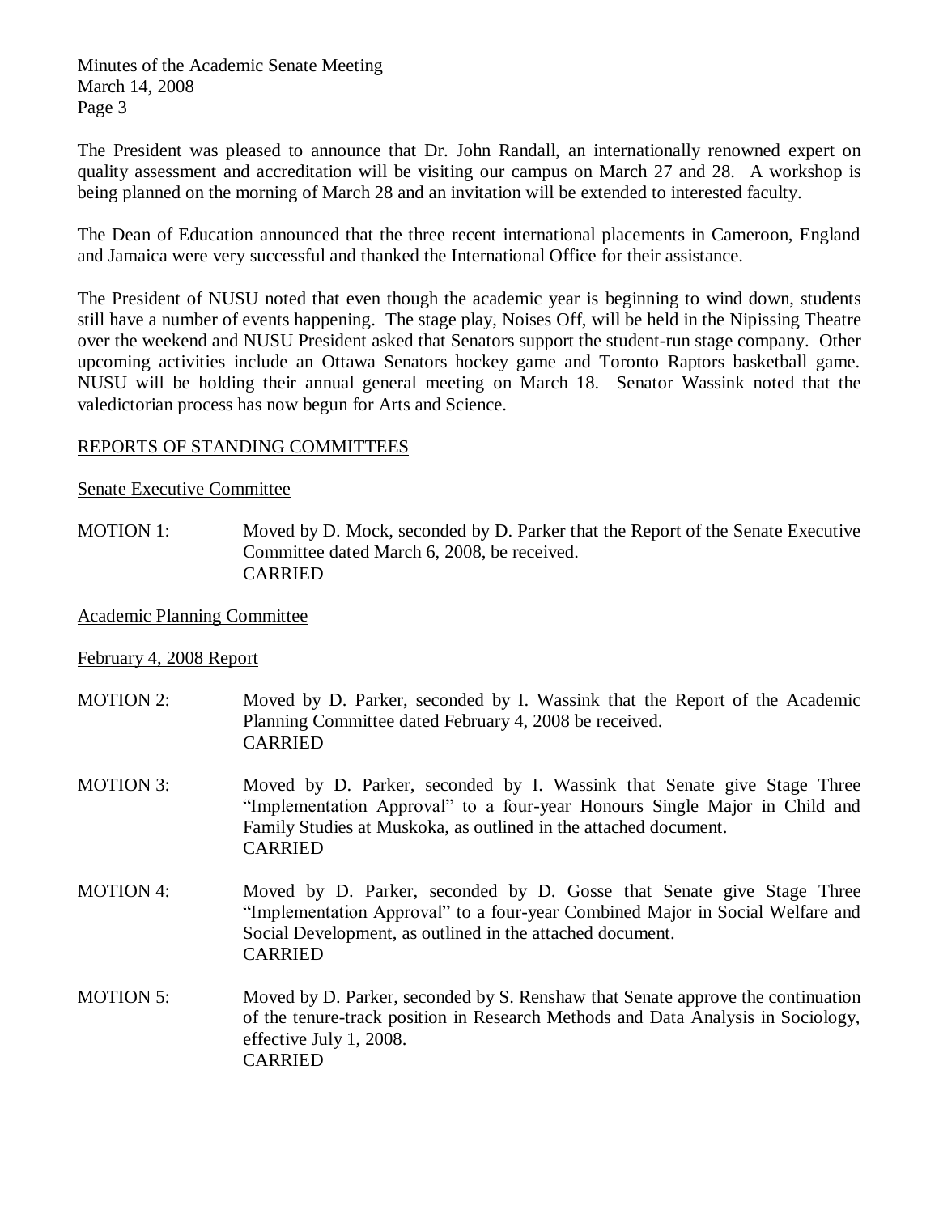The President was pleased to announce that Dr. John Randall, an internationally renowned expert on quality assessment and accreditation will be visiting our campus on March 27 and 28. A workshop is being planned on the morning of March 28 and an invitation will be extended to interested faculty.

The Dean of Education announced that the three recent international placements in Cameroon, England and Jamaica were very successful and thanked the International Office for their assistance.

The President of NUSU noted that even though the academic year is beginning to wind down, students still have a number of events happening. The stage play, Noises Off, will be held in the Nipissing Theatre over the weekend and NUSU President asked that Senators support the student-run stage company. Other upcoming activities include an Ottawa Senators hockey game and Toronto Raptors basketball game. NUSU will be holding their annual general meeting on March 18. Senator Wassink noted that the valedictorian process has now begun for Arts and Science.

## REPORTS OF STANDING COMMITTEES

### Senate Executive Committee

MOTION 1: Moved by D. Mock, seconded by D. Parker that the Report of the Senate Executive Committee dated March 6, 2008, be received.
CARRIED

### Academic Planning Committee

#### February 4, 2008 Report

MOTION 2: Moved by D. Parker, seconded by I. Wassink that the Report of the Academic Planning Committee dated February 4, 2008 be received.
CARRIED

MOTION 3: Moved by D. Parker, seconded by I. Wassink that Senate give Stage Three "Implementation Approval" to a four-year Honours Single Major in Child and Family Studies at Muskoka, as outlined in the attached document.
CARRIED

MOTION 4: Moved by D. Parker, seconded by D. Gosse that Senate give Stage Three "Implementation Approval" to a four-year Combined Major in Social Welfare and Social Development, as outlined in the attached document.
CARRIED

MOTION 5: Moved by D. Parker, seconded by S. Renshaw that Senate approve the continuation of the tenure-track position in Research Methods and Data Analysis in Sociology, effective July 1, 2008.
CARRIED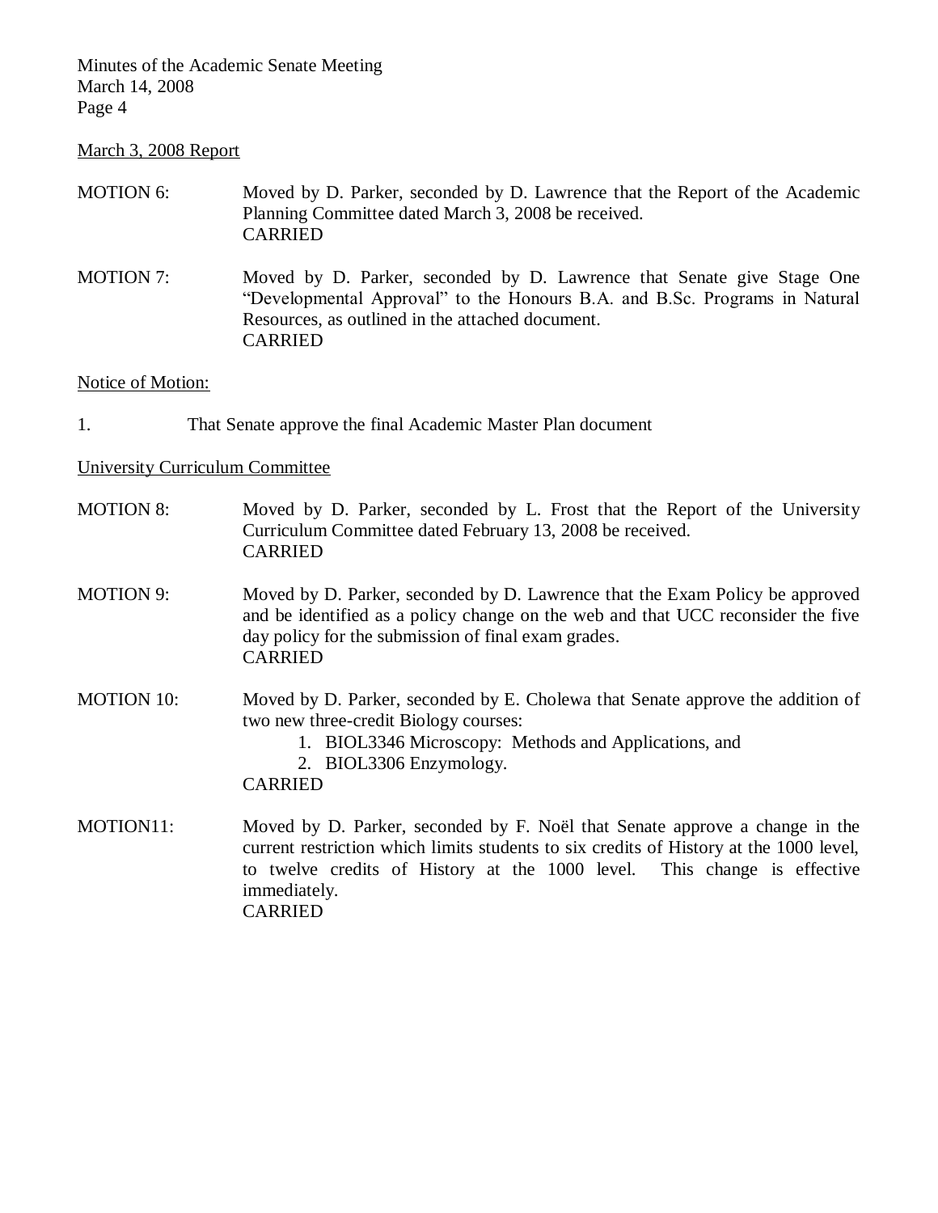March 3, 2008 Report

MOTION 6: Moved by D. Parker, seconded by D. Lawrence that the Report of the Academic Planning Committee dated March 3, 2008 be received.
CARRIED

MOTION 7: Moved by D. Parker, seconded by D. Lawrence that Senate give Stage One "Developmental Approval" to the Honours B.A. and B.Sc. Programs in Natural Resources, as outlined in the attached document.
CARRIED

Notice of Motion:

1. That Senate approve the final Academic Master Plan document

University Curriculum Committee

MOTION 8: Moved by D. Parker, seconded by L. Frost that the Report of the University Curriculum Committee dated February 13, 2008 be received.
CARRIED

MOTION 9: Moved by D. Parker, seconded by D. Lawrence that the Exam Policy be approved and be identified as a policy change on the web and that UCC reconsider the five day policy for the submission of final exam grades.
CARRIED

MOTION 10: Moved by D. Parker, seconded by E. Cholewa that Senate approve the addition of two new three-credit Biology courses:

1. BIOL3346 Microscopy: Methods and Applications, and
2. BIOL3306 Enzymology.

CARRIED

MOTION11: Moved by D. Parker, seconded by F. Noël that Senate approve a change in the current restriction which limits students to six credits of History at the 1000 level, to twelve credits of History at the 1000 level. This change is effective immediately.
CARRIED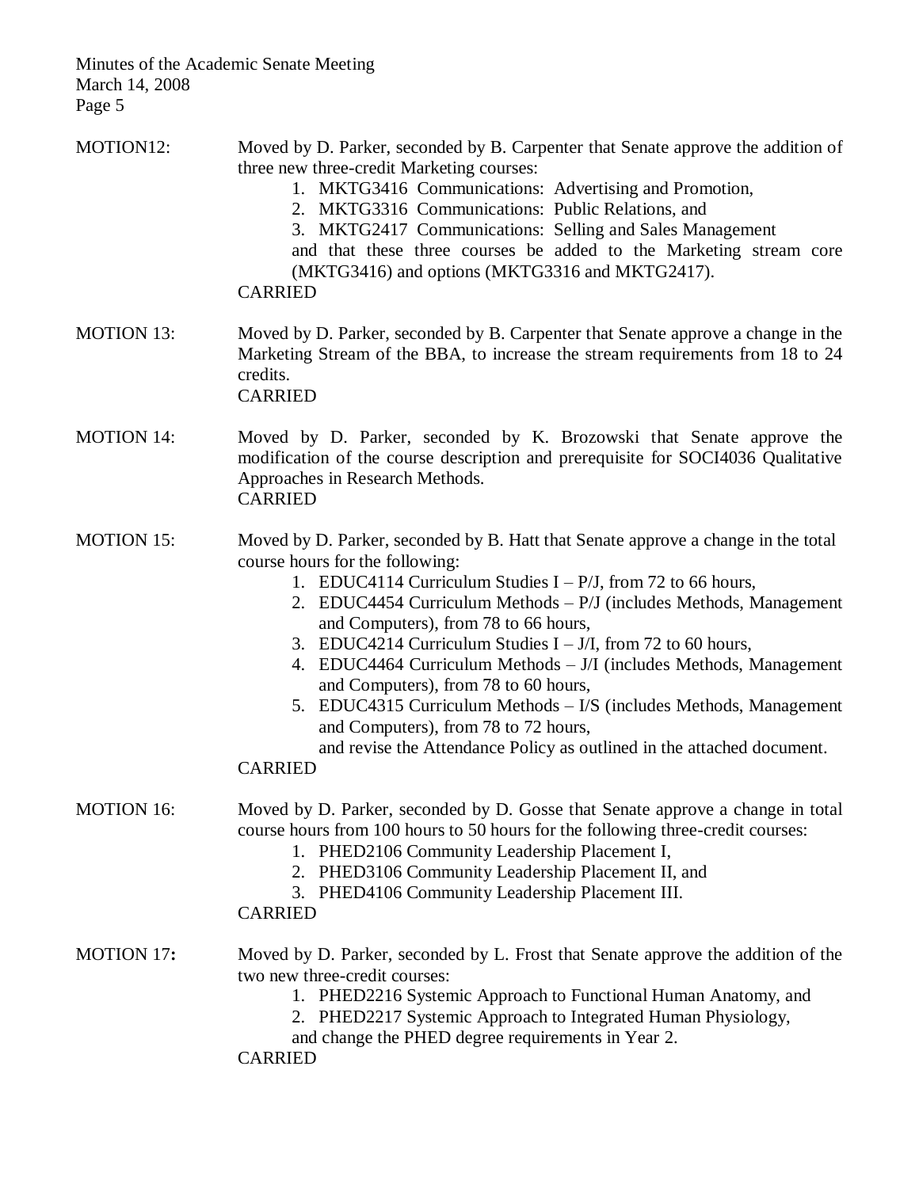MOTION12: Moved by D. Parker, seconded by B. Carpenter that Senate approve the addition of three new three-credit Marketing courses:

1. MKTG3416 Communications: Advertising and Promotion,
2. MKTG3316 Communications: Public Relations, and
3. MKTG2417 Communications: Selling and Sales Management

and that these three courses be added to the Marketing stream core (MKTG3416) and options (MKTG3316 and MKTG2417).

CARRIED

MOTION 13: Moved by D. Parker, seconded by B. Carpenter that Senate approve a change in the Marketing Stream of the BBA, to increase the stream requirements from 18 to 24 credits.

CARRIED

MOTION 14: Moved by D. Parker, seconded by K. Brozowski that Senate approve the modification of the course description and prerequisite for SOCI4036 Qualitative Approaches in Research Methods.

CARRIED

MOTION 15: Moved by D. Parker, seconded by B. Hatt that Senate approve a change in the total course hours for the following:

1. EDUC4114 Curriculum Studies I – P/J, from 72 to 66 hours,
2. EDUC4454 Curriculum Methods – P/J (includes Methods, Management and Computers), from 78 to 66 hours,
3. EDUC4214 Curriculum Studies I – J/I, from 72 to 60 hours,
4. EDUC4464 Curriculum Methods – J/I (includes Methods, Management and Computers), from 78 to 60 hours,
5. EDUC4315 Curriculum Methods – I/S (includes Methods, Management and Computers), from 78 to 72 hours,

and revise the Attendance Policy as outlined in the attached document.

CARRIED

MOTION 16: Moved by D. Parker, seconded by D. Gosse that Senate approve a change in total course hours from 100 hours to 50 hours for the following three-credit courses:

1. PHED2106 Community Leadership Placement I,
2. PHED3106 Community Leadership Placement II, and
3. PHED4106 Community Leadership Placement III.

CARRIED

**MOTION 17:** Moved by D. Parker, seconded by L. Frost that Senate approve the addition of the two new three-credit courses:

1. PHED2216 Systemic Approach to Functional Human Anatomy, and
2. PHED2217 Systemic Approach to Integrated Human Physiology,

and change the PHED degree requirements in Year 2.

CARRIED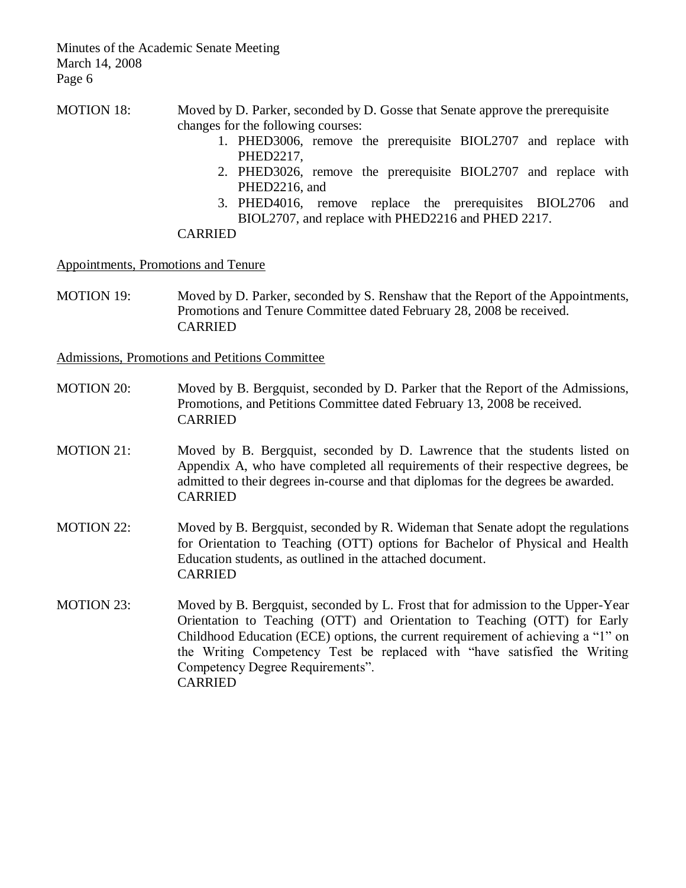MOTION 18: Moved by D. Parker, seconded by D. Gosse that Senate approve the prerequisite changes for the following courses:

1. PHED3006, remove the prerequisite BIOL2707 and replace with PHED2217,
2. PHED3026, remove the prerequisite BIOL2707 and replace with PHED2216, and
3. PHED4016, remove replace the prerequisites BIOL2706 and BIOL2707, and replace with PHED2216 and PHED 2217.

CARRIED

Appointments, Promotions and Tenure

MOTION 19: Moved by D. Parker, seconded by S. Renshaw that the Report of the Appointments, Promotions and Tenure Committee dated February 28, 2008 be received.
CARRIED

Admissions, Promotions and Petitions Committee

MOTION 20: Moved by B. Bergquist, seconded by D. Parker that the Report of the Admissions, Promotions, and Petitions Committee dated February 13, 2008 be received.
CARRIED

MOTION 21: Moved by B. Bergquist, seconded by D. Lawrence that the students listed on Appendix A, who have completed all requirements of their respective degrees, be admitted to their degrees in-course and that diplomas for the degrees be awarded.
CARRIED

MOTION 22: Moved by B. Bergquist, seconded by R. Wideman that Senate adopt the regulations for Orientation to Teaching (OTT) options for Bachelor of Physical and Health Education students, as outlined in the attached document.
CARRIED

MOTION 23: Moved by B. Bergquist, seconded by L. Frost that for admission to the Upper-Year Orientation to Teaching (OTT) and Orientation to Teaching (OTT) for Early Childhood Education (ECE) options, the current requirement of achieving a "1" on the Writing Competency Test be replaced with "have satisfied the Writing Competency Degree Requirements".
CARRIED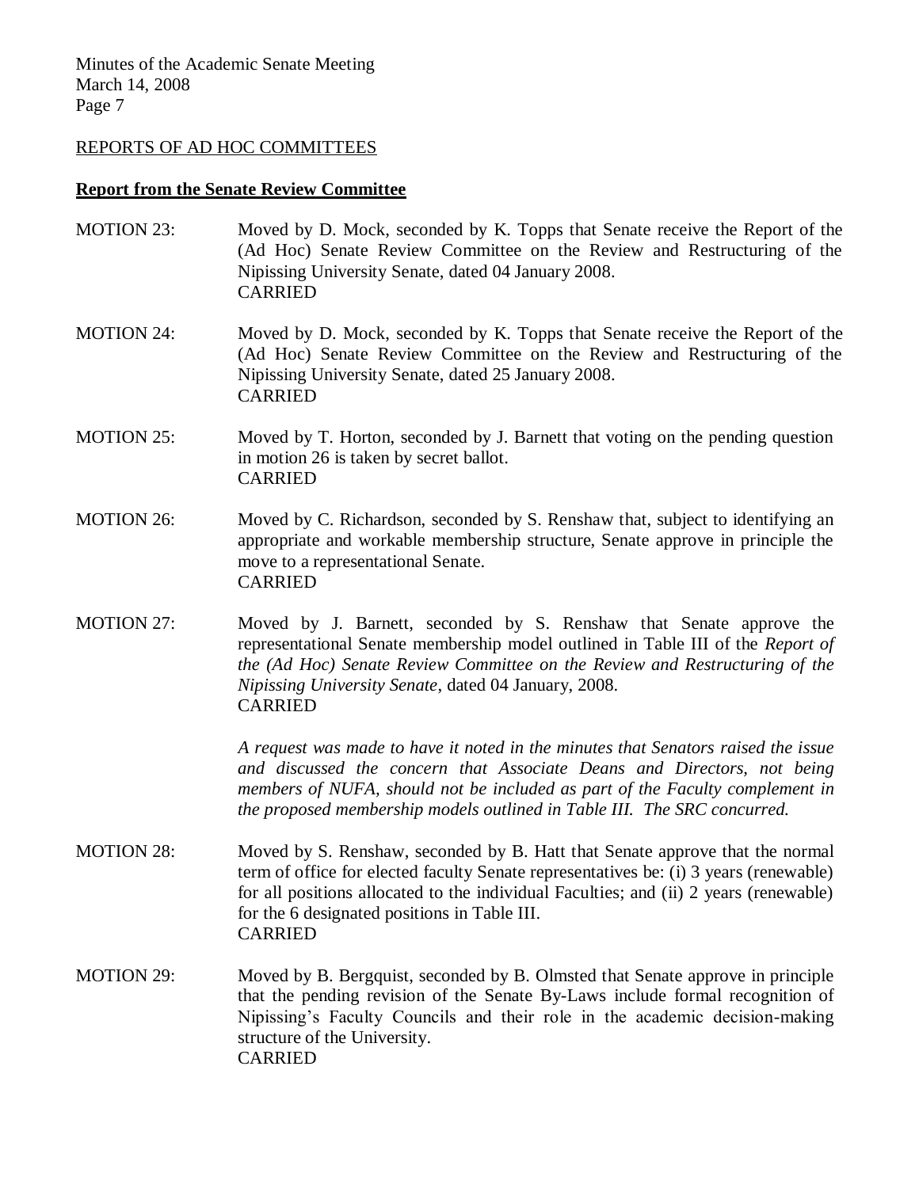## REPORTS OF AD HOC COMMITTEES

### **Report from the Senate Review Committee**

MOTION 23: Moved by D. Mock, seconded by K. Topps that Senate receive the Report of the (Ad Hoc) Senate Review Committee on the Review and Restructuring of the Nipissing University Senate, dated 04 January 2008.
CARRIED

MOTION 24: Moved by D. Mock, seconded by K. Topps that Senate receive the Report of the (Ad Hoc) Senate Review Committee on the Review and Restructuring of the Nipissing University Senate, dated 25 January 2008.
CARRIED

MOTION 25: Moved by T. Horton, seconded by J. Barnett that voting on the pending question in motion 26 is taken by secret ballot.
CARRIED

MOTION 26: Moved by C. Richardson, seconded by S. Renshaw that, subject to identifying an appropriate and workable membership structure, Senate approve in principle the move to a representational Senate.
CARRIED

MOTION 27: Moved by J. Barnett, seconded by S. Renshaw that Senate approve the representational Senate membership model outlined in Table III of the *Report of the (Ad Hoc) Senate Review Committee on the Review and Restructuring of the Nipissing University Senate*, dated 04 January, 2008.
CARRIED

*A request was made to have it noted in the minutes that Senators raised the issue and discussed the concern that Associate Deans and Directors, not being members of NUFA, should not be included as part of the Faculty complement in the proposed membership models outlined in Table III. The SRC concurred.*

MOTION 28: Moved by S. Renshaw, seconded by B. Hatt that Senate approve that the normal term of office for elected faculty Senate representatives be: (i) 3 years (renewable) for all positions allocated to the individual Faculties; and (ii) 2 years (renewable) for the 6 designated positions in Table III.
CARRIED

MOTION 29: Moved by B. Bergquist, seconded by B. Olmsted that Senate approve in principle that the pending revision of the Senate By-Laws include formal recognition of Nipissing's Faculty Councils and their role in the academic decision-making structure of the University.
CARRIED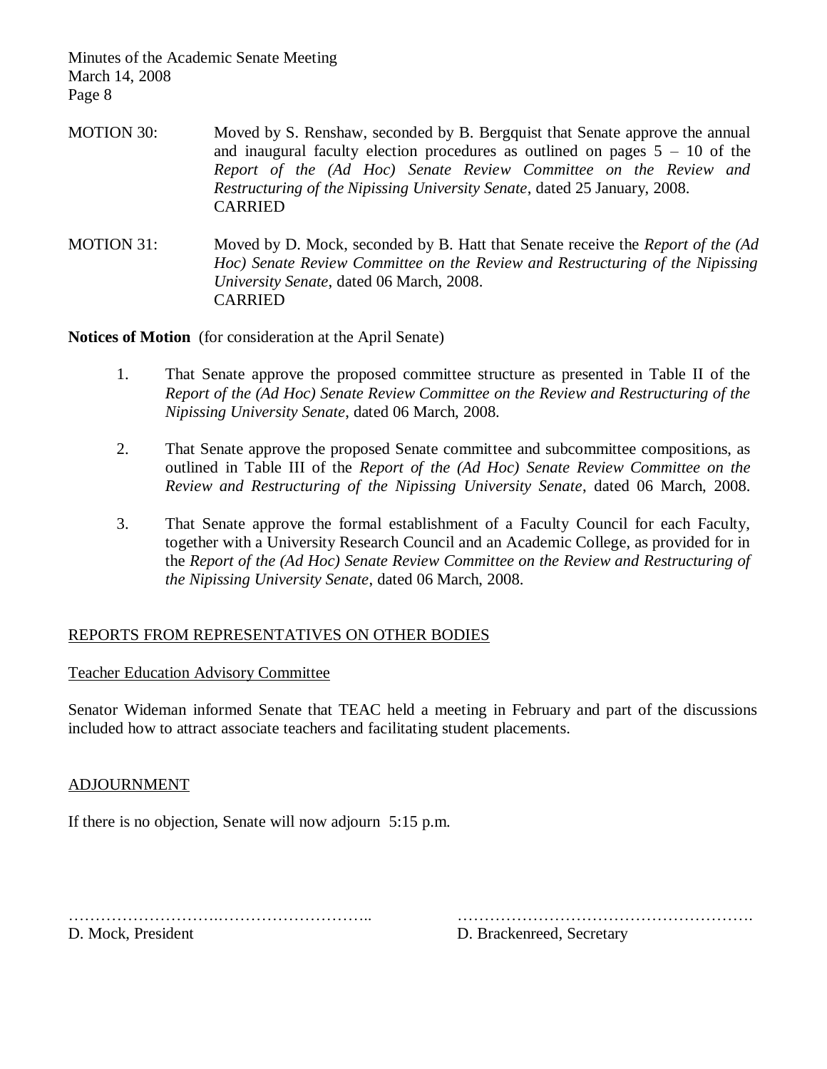MOTION 30: Moved by S. Renshaw, seconded by B. Bergquist that Senate approve the annual and inaugural faculty election procedures as outlined on pages 5 – 10 of the *Report of the (Ad Hoc) Senate Review Committee on the Review and Restructuring of the Nipissing University Senate*, dated 25 January, 2008.
CARRIED

MOTION 31: Moved by D. Mock, seconded by B. Hatt that Senate receive the *Report of the (Ad Hoc) Senate Review Committee on the Review and Restructuring of the Nipissing University Senate*, dated 06 March, 2008.
CARRIED

**Notices of Motion** (for consideration at the April Senate)

1. That Senate approve the proposed committee structure as presented in Table II of the *Report of the (Ad Hoc) Senate Review Committee on the Review and Restructuring of the Nipissing University Senate*, dated 06 March, 2008.

2. That Senate approve the proposed Senate committee and subcommittee compositions, as outlined in Table III of the *Report of the (Ad Hoc) Senate Review Committee on the Review and Restructuring of the Nipissing University Senate*, dated 06 March, 2008.

3. That Senate approve the formal establishment of a Faculty Council for each Faculty, together with a University Research Council and an Academic College, as provided for in the *Report of the (Ad Hoc) Senate Review Committee on the Review and Restructuring of the Nipissing University Senate*, dated 06 March, 2008.

## REPORTS FROM REPRESENTATIVES ON OTHER BODIES

### Teacher Education Advisory Committee

Senator Wideman informed Senate that TEAC held a meeting in February and part of the discussions included how to attract associate teachers and facilitating student placements.

## ADJOURNMENT

If there is no objection, Senate will now adjourn 5:15 p.m.

………………………………………………….. ……………………………………………….

D. Mock, President D. Brackenreed, Secretary